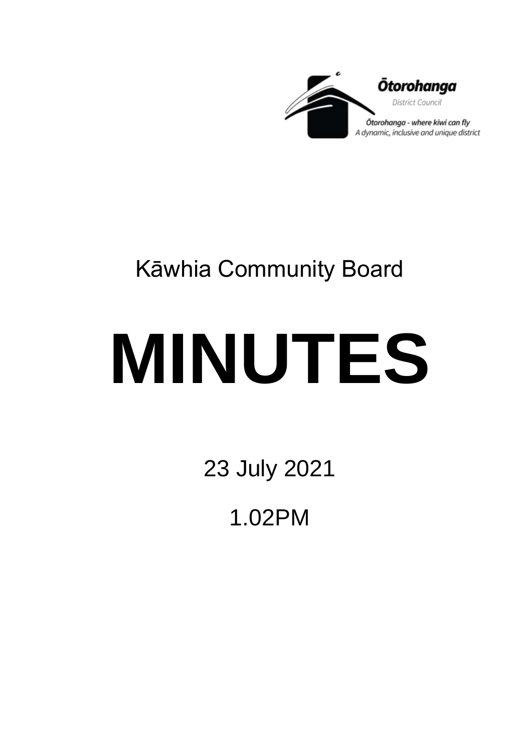Ōtorohanga

District Council

Ōtorohanga - where kiwi can fly

A dynamic, inclusive and unique district

Kāwhia Community Board

# MINUTES

23 July 2021

1.02PM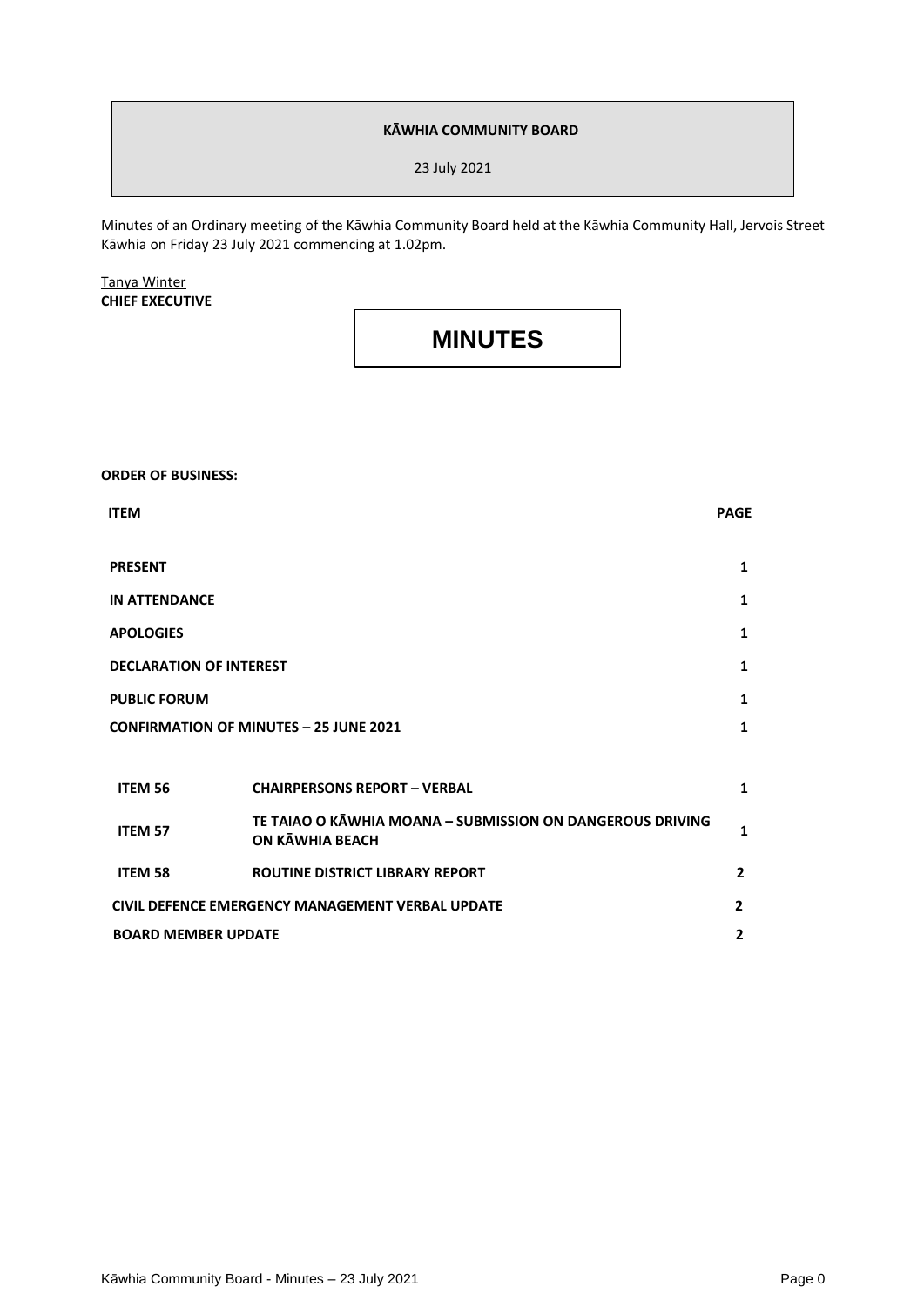**KĀWHIA COMMUNITY BOARD**

23 July 2021

Minutes of an Ordinary meeting of the Kāwhia Community Board held at the Kāwhia Community Hall, Jervois Street Kāwhia on Friday 23 July 2021 commencing at 1.02pm.

Tanya Winter
**CHIEF EXECUTIVE**

# MINUTES

**ORDER OF BUSINESS:**

| ITEM | | PAGE |
|---|---|---|
| **PRESENT** | | **1** |
| **IN ATTENDANCE** | | **1** |
| **APOLOGIES** | | **1** |
| **DECLARATION OF INTEREST** | | **1** |
| **PUBLIC FORUM** | | **1** |
| **CONFIRMATION OF MINUTES – 25 JUNE 2021** | | **1** |
| **ITEM 56** | **CHAIRPERSONS REPORT – VERBAL** | **1** |
| **ITEM 57** | **TE TAIAO O KĀWHIA MOANA – SUBMISSION ON DANGEROUS DRIVING ON KĀWHIA BEACH** | **1** |
| **ITEM 58** | **ROUTINE DISTRICT LIBRARY REPORT** | **2** |
| **CIVIL DEFENCE EMERGENCY MANAGEMENT VERBAL UPDATE** | | **2** |
| **BOARD MEMBER UPDATE** | | **2** |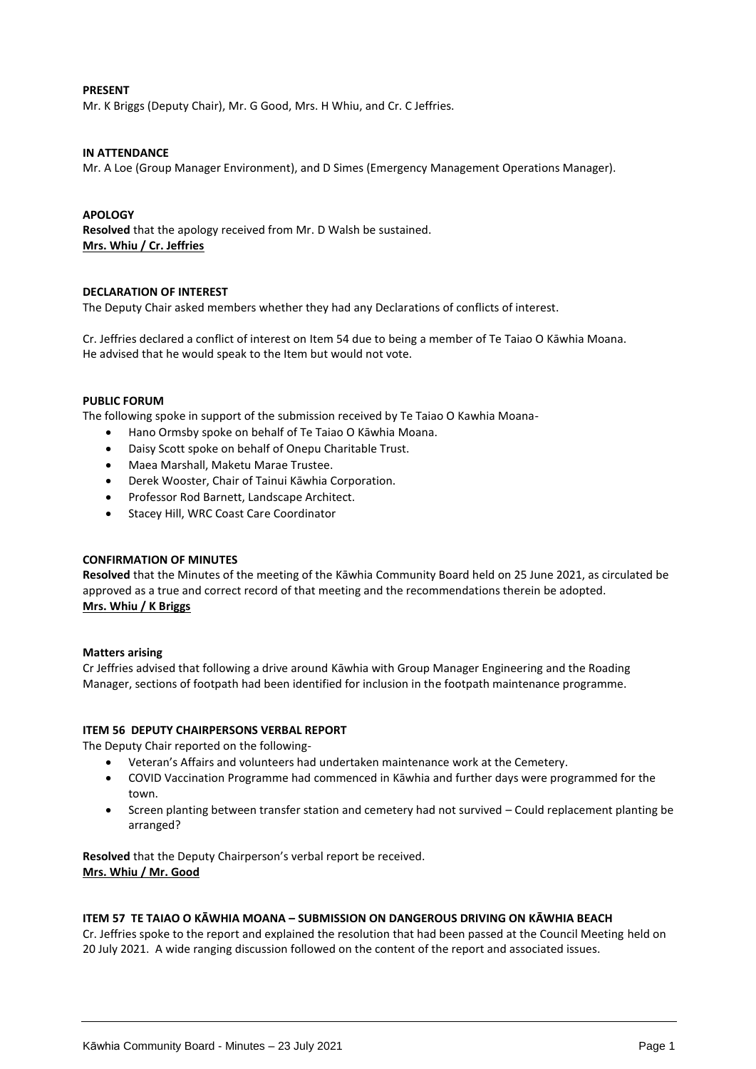**PRESENT**

Mr. K Briggs (Deputy Chair), Mr. G Good, Mrs. H Whiu, and Cr. C Jeffries.

**IN ATTENDANCE**

Mr. A Loe (Group Manager Environment), and D Simes (Emergency Management Operations Manager).

**APOLOGY**

**Resolved** that the apology received from Mr. D Walsh be sustained.
**Mrs. Whiu / Cr. Jeffries**

**DECLARATION OF INTEREST**

The Deputy Chair asked members whether they had any Declarations of conflicts of interest.

Cr. Jeffries declared a conflict of interest on Item 54 due to being a member of Te Taiao O Kāwhia Moana. He advised that he would speak to the Item but would not vote.

**PUBLIC FORUM**

The following spoke in support of the submission received by Te Taiao O Kawhia Moana-

- Hano Ormsby spoke on behalf of Te Taiao O Kāwhia Moana.
- Daisy Scott spoke on behalf of Onepu Charitable Trust.
- Maea Marshall, Maketu Marae Trustee.
- Derek Wooster, Chair of Tainui Kāwhia Corporation.
- Professor Rod Barnett, Landscape Architect.
- Stacey Hill, WRC Coast Care Coordinator

**CONFIRMATION OF MINUTES**

**Resolved** that the Minutes of the meeting of the Kāwhia Community Board held on 25 June 2021, as circulated be approved as a true and correct record of that meeting and the recommendations therein be adopted.
**Mrs. Whiu / K Briggs**

**Matters arising**

Cr Jeffries advised that following a drive around Kāwhia with Group Manager Engineering and the Roading Manager, sections of footpath had been identified for inclusion in the footpath maintenance programme.

**ITEM 56 DEPUTY CHAIRPERSONS VERBAL REPORT**

The Deputy Chair reported on the following-

- Veteran's Affairs and volunteers had undertaken maintenance work at the Cemetery.
- COVID Vaccination Programme had commenced in Kāwhia and further days were programmed for the town.
- Screen planting between transfer station and cemetery had not survived – Could replacement planting be arranged?

**Resolved** that the Deputy Chairperson's verbal report be received.
**Mrs. Whiu / Mr. Good**

**ITEM 57 TE TAIAO O KĀWHIA MOANA – SUBMISSION ON DANGEROUS DRIVING ON KĀWHIA BEACH**

Cr. Jeffries spoke to the report and explained the resolution that had been passed at the Council Meeting held on 20 July 2021. A wide ranging discussion followed on the content of the report and associated issues.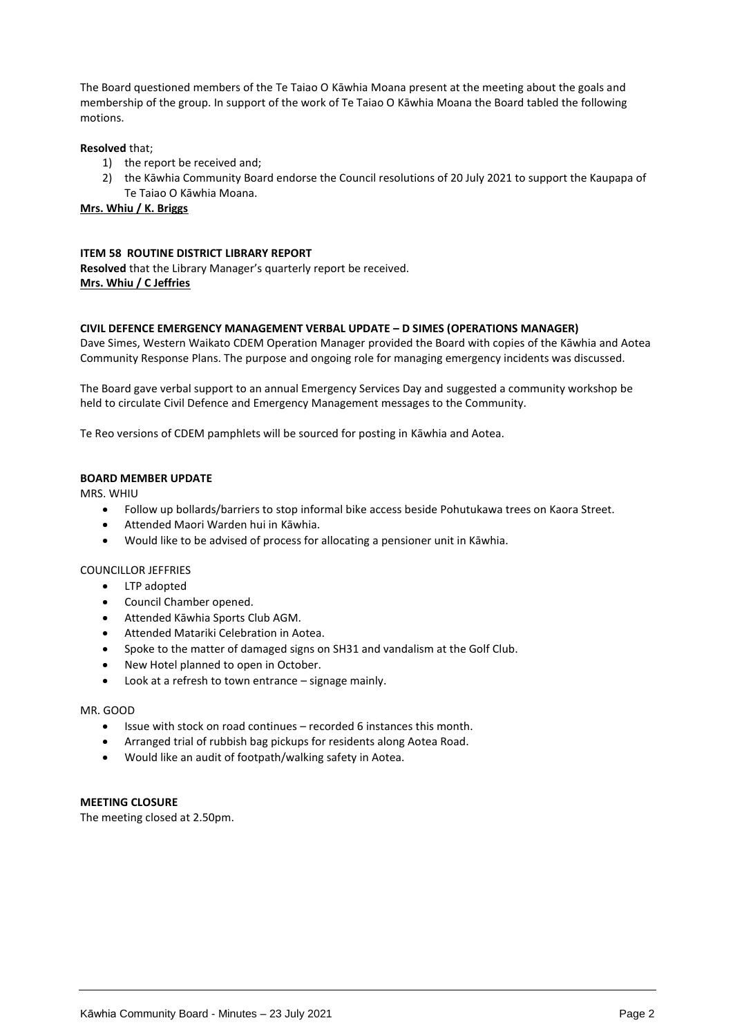The Board questioned members of the Te Taiao O Kāwhia Moana present at the meeting about the goals and membership of the group. In support of the work of Te Taiao O Kāwhia Moana the Board tabled the following motions.

**Resolved** that;

1) the report be received and;
2) the Kāwhia Community Board endorse the Council resolutions of 20 July 2021 to support the Kaupapa of Te Taiao O Kāwhia Moana.

**Mrs. Whiu / K. Briggs**

**ITEM 58 ROUTINE DISTRICT LIBRARY REPORT**

**Resolved** that the Library Manager's quarterly report be received.
**Mrs. Whiu / C Jeffries**

**CIVIL DEFENCE EMERGENCY MANAGEMENT VERBAL UPDATE – D SIMES (OPERATIONS MANAGER)**

Dave Simes, Western Waikato CDEM Operation Manager provided the Board with copies of the Kāwhia and Aotea Community Response Plans. The purpose and ongoing role for managing emergency incidents was discussed.

The Board gave verbal support to an annual Emergency Services Day and suggested a community workshop be held to circulate Civil Defence and Emergency Management messages to the Community.

Te Reo versions of CDEM pamphlets will be sourced for posting in Kāwhia and Aotea.

**BOARD MEMBER UPDATE**

MRS. WHIU

- Follow up bollards/barriers to stop informal bike access beside Pohutukawa trees on Kaora Street.
- Attended Maori Warden hui in Kāwhia.
- Would like to be advised of process for allocating a pensioner unit in Kāwhia.

COUNCILLOR JEFFRIES

- LTP adopted
- Council Chamber opened.
- Attended Kāwhia Sports Club AGM.
- Attended Matariki Celebration in Aotea.
- Spoke to the matter of damaged signs on SH31 and vandalism at the Golf Club.
- New Hotel planned to open in October.
- Look at a refresh to town entrance – signage mainly.

MR. GOOD

- Issue with stock on road continues – recorded 6 instances this month.
- Arranged trial of rubbish bag pickups for residents along Aotea Road.
- Would like an audit of footpath/walking safety in Aotea.

**MEETING CLOSURE**

The meeting closed at 2.50pm.